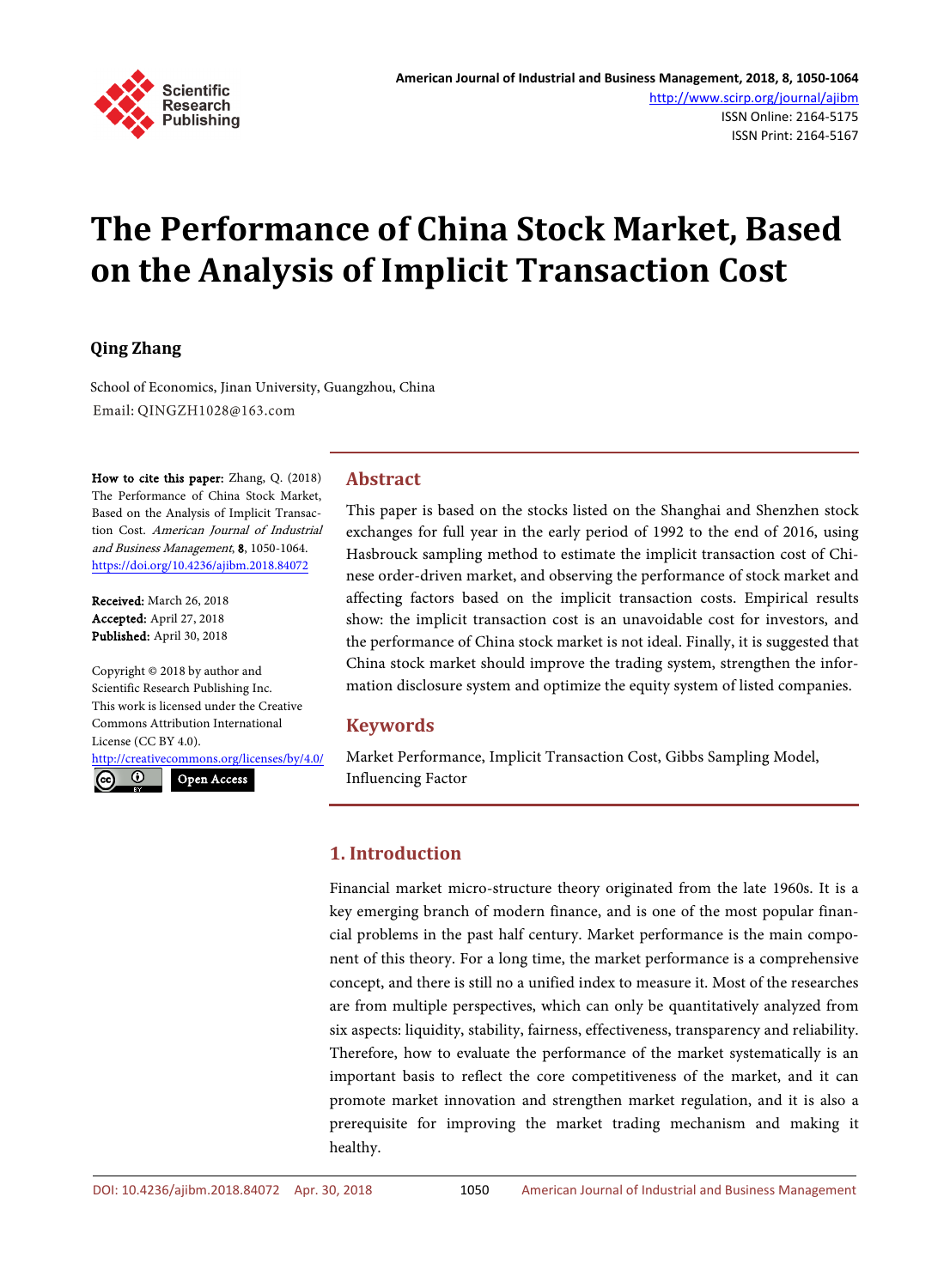# The Performance of China Stock Market, Based on the Analysis of Implicit Transaction Cost

**Qing Zhang**

School of Economics, Jinan University, Guangzhou, China
Email: QINGZH1028@163.com

**How to cite this paper:** Zhang, Q. (2018) The Performance of China Stock Market, Based on the Analysis of Implicit Transaction Cost. *American Journal of Industrial and Business Management*, **8**, 1050-1064.
https://doi.org/10.4236/ajibm.2018.84072

**Received:** March 26, 2018
**Accepted:** April 27, 2018
**Published:** April 30, 2018

Copyright © 2018 by author and Scientific Research Publishing Inc.
This work is licensed under the Creative Commons Attribution International License (CC BY 4.0).
http://creativecommons.org/licenses/by/4.0/
Open Access

## Abstract

This paper is based on the stocks listed on the Shanghai and Shenzhen stock exchanges for full year in the early period of 1992 to the end of 2016, using Hasbrouck sampling method to estimate the implicit transaction cost of Chinese order-driven market, and observing the performance of stock market and affecting factors based on the implicit transaction costs. Empirical results show: the implicit transaction cost is an unavoidable cost for investors, and the performance of China stock market is not ideal. Finally, it is suggested that China stock market should improve the trading system, strengthen the information disclosure system and optimize the equity system of listed companies.

## Keywords

Market Performance, Implicit Transaction Cost, Gibbs Sampling Model, Influencing Factor

## 1. Introduction

Financial market micro-structure theory originated from the late 1960s. It is a key emerging branch of modern finance, and is one of the most popular financial problems in the past half century. Market performance is the main component of this theory. For a long time, the market performance is a comprehensive concept, and there is still no a unified index to measure it. Most of the researches are from multiple perspectives, which can only be quantitatively analyzed from six aspects: liquidity, stability, fairness, effectiveness, transparency and reliability. Therefore, how to evaluate the performance of the market systematically is an important basis to reflect the core competitiveness of the market, and it can promote market innovation and strengthen market regulation, and it is also a prerequisite for improving the market trading mechanism and making it healthy.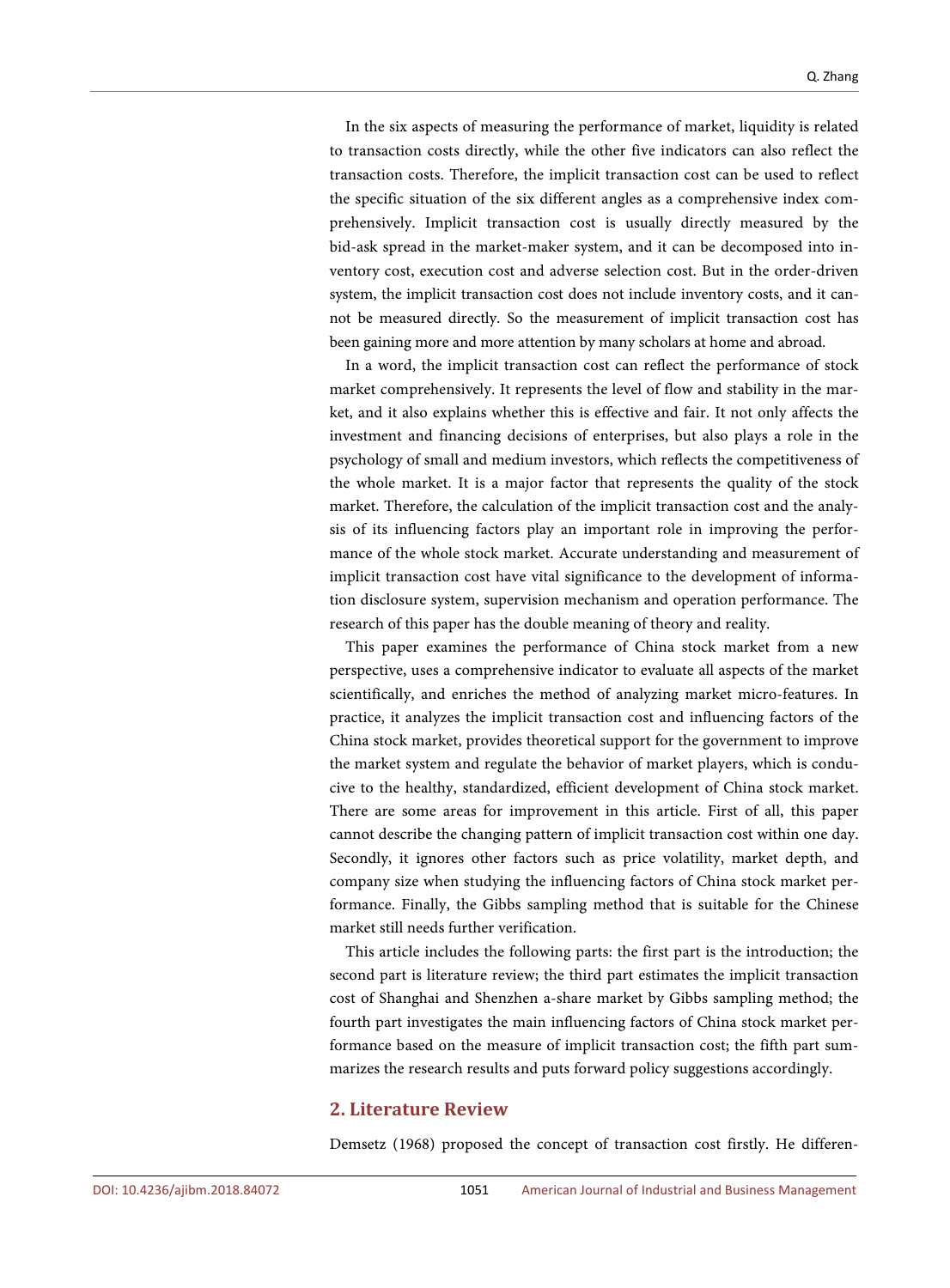In the six aspects of measuring the performance of market, liquidity is related to transaction costs directly, while the other five indicators can also reflect the transaction costs. Therefore, the implicit transaction cost can be used to reflect the specific situation of the six different angles as a comprehensive index comprehensively. Implicit transaction cost is usually directly measured by the bid-ask spread in the market-maker system, and it can be decomposed into inventory cost, execution cost and adverse selection cost. But in the order-driven system, the implicit transaction cost does not include inventory costs, and it cannot be measured directly. So the measurement of implicit transaction cost has been gaining more and more attention by many scholars at home and abroad.

In a word, the implicit transaction cost can reflect the performance of stock market comprehensively. It represents the level of flow and stability in the market, and it also explains whether this is effective and fair. It not only affects the investment and financing decisions of enterprises, but also plays a role in the psychology of small and medium investors, which reflects the competitiveness of the whole market. It is a major factor that represents the quality of the stock market. Therefore, the calculation of the implicit transaction cost and the analysis of its influencing factors play an important role in improving the performance of the whole stock market. Accurate understanding and measurement of implicit transaction cost have vital significance to the development of information disclosure system, supervision mechanism and operation performance. The research of this paper has the double meaning of theory and reality.

This paper examines the performance of China stock market from a new perspective, uses a comprehensive indicator to evaluate all aspects of the market scientifically, and enriches the method of analyzing market micro-features. In practice, it analyzes the implicit transaction cost and influencing factors of the China stock market, provides theoretical support for the government to improve the market system and regulate the behavior of market players, which is conducive to the healthy, standardized, efficient development of China stock market. There are some areas for improvement in this article. First of all, this paper cannot describe the changing pattern of implicit transaction cost within one day. Secondly, it ignores other factors such as price volatility, market depth, and company size when studying the influencing factors of China stock market performance. Finally, the Gibbs sampling method that is suitable for the Chinese market still needs further verification.

This article includes the following parts: the first part is the introduction; the second part is literature review; the third part estimates the implicit transaction cost of Shanghai and Shenzhen a-share market by Gibbs sampling method; the fourth part investigates the main influencing factors of China stock market performance based on the measure of implicit transaction cost; the fifth part summarizes the research results and puts forward policy suggestions accordingly.

## 2. Literature Review

Demsetz (1968) proposed the concept of transaction cost firstly. He differen-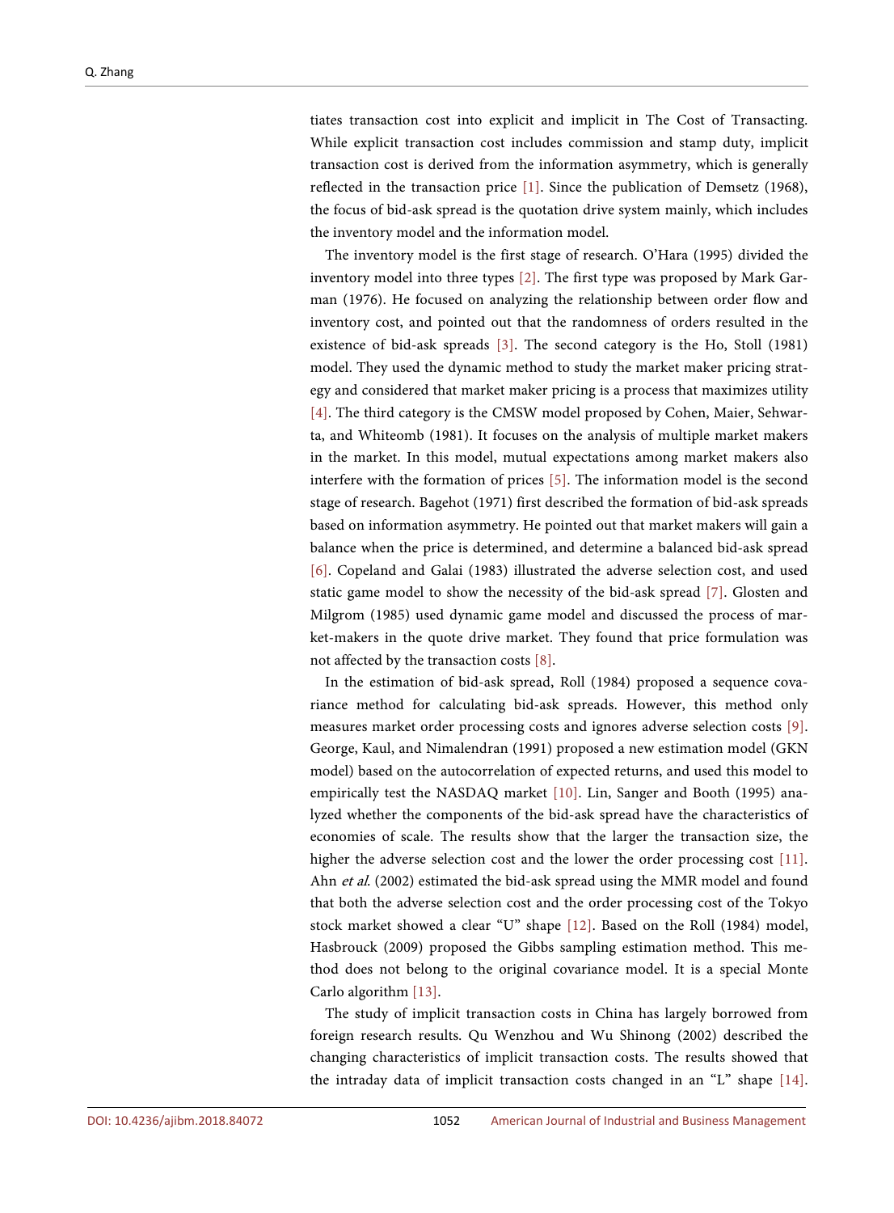tiates transaction cost into explicit and implicit in The Cost of Transacting. While explicit transaction cost includes commission and stamp duty, implicit transaction cost is derived from the information asymmetry, which is generally reflected in the transaction price [1]. Since the publication of Demsetz (1968), the focus of bid-ask spread is the quotation drive system mainly, which includes the inventory model and the information model.

The inventory model is the first stage of research. O'Hara (1995) divided the inventory model into three types [2]. The first type was proposed by Mark Garman (1976). He focused on analyzing the relationship between order flow and inventory cost, and pointed out that the randomness of orders resulted in the existence of bid-ask spreads [3]. The second category is the Ho, Stoll (1981) model. They used the dynamic method to study the market maker pricing strategy and considered that market maker pricing is a process that maximizes utility [4]. The third category is the CMSW model proposed by Cohen, Maier, Sehwarta, and Whiteomb (1981). It focuses on the analysis of multiple market makers in the market. In this model, mutual expectations among market makers also interfere with the formation of prices [5]. The information model is the second stage of research. Bagehot (1971) first described the formation of bid-ask spreads based on information asymmetry. He pointed out that market makers will gain a balance when the price is determined, and determine a balanced bid-ask spread [6]. Copeland and Galai (1983) illustrated the adverse selection cost, and used static game model to show the necessity of the bid-ask spread [7]. Glosten and Milgrom (1985) used dynamic game model and discussed the process of market-makers in the quote drive market. They found that price formulation was not affected by the transaction costs [8].

In the estimation of bid-ask spread, Roll (1984) proposed a sequence covariance method for calculating bid-ask spreads. However, this method only measures market order processing costs and ignores adverse selection costs [9]. George, Kaul, and Nimalendran (1991) proposed a new estimation model (GKN model) based on the autocorrelation of expected returns, and used this model to empirically test the NASDAQ market [10]. Lin, Sanger and Booth (1995) analyzed whether the components of the bid-ask spread have the characteristics of economies of scale. The results show that the larger the transaction size, the higher the adverse selection cost and the lower the order processing cost [11]. Ahn *et al.* (2002) estimated the bid-ask spread using the MMR model and found that both the adverse selection cost and the order processing cost of the Tokyo stock market showed a clear "U" shape [12]. Based on the Roll (1984) model, Hasbrouck (2009) proposed the Gibbs sampling estimation method. This method does not belong to the original covariance model. It is a special Monte Carlo algorithm [13].

The study of implicit transaction costs in China has largely borrowed from foreign research results. Qu Wenzhou and Wu Shinong (2002) described the changing characteristics of implicit transaction costs. The results showed that the intraday data of implicit transaction costs changed in an "L" shape [14].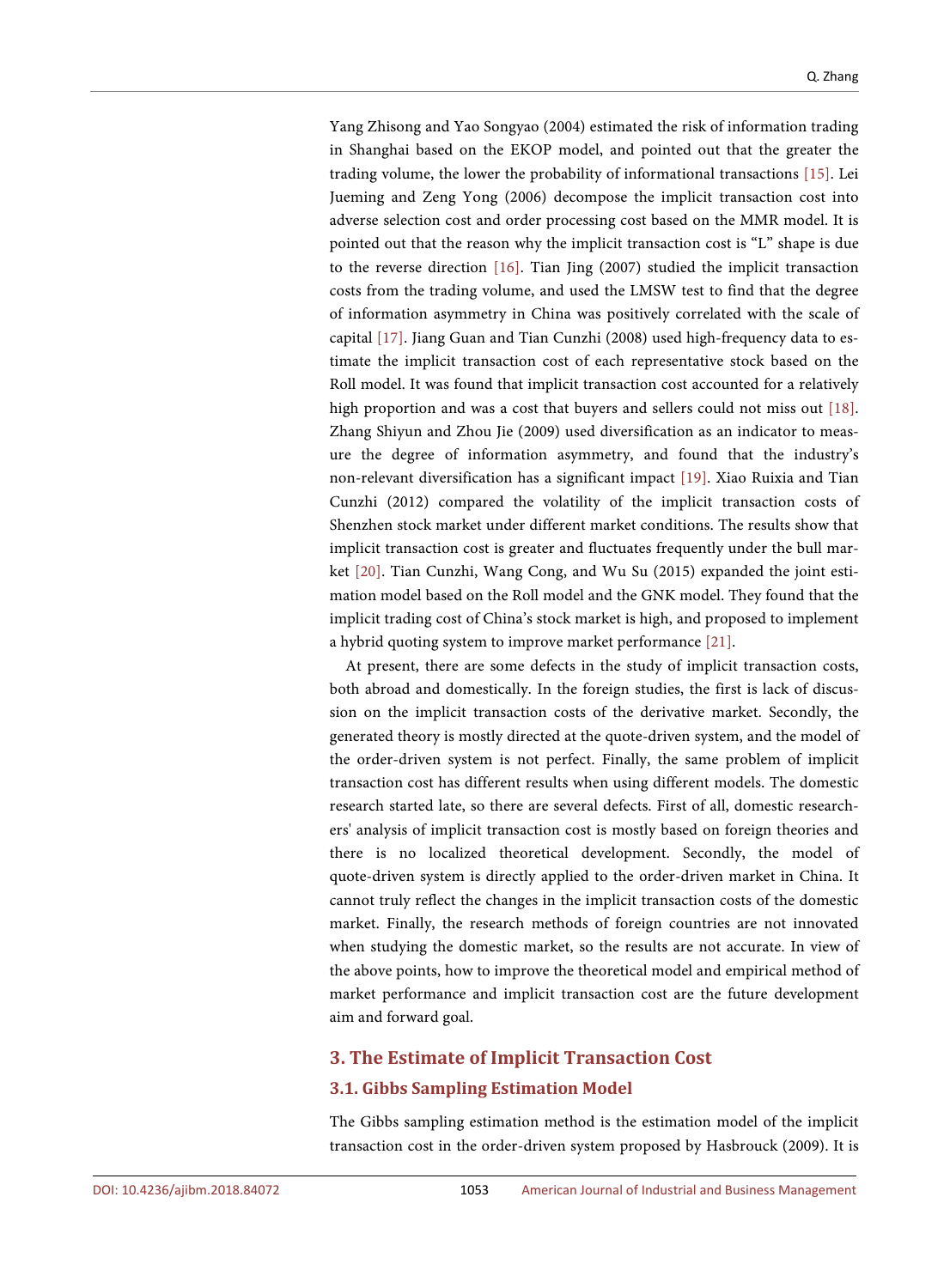Yang Zhisong and Yao Songyao (2004) estimated the risk of information trading in Shanghai based on the EKOP model, and pointed out that the greater the trading volume, the lower the probability of informational transactions [15]. Lei Jueming and Zeng Yong (2006) decompose the implicit transaction cost into adverse selection cost and order processing cost based on the MMR model. It is pointed out that the reason why the implicit transaction cost is "L" shape is due to the reverse direction [16]. Tian Jing (2007) studied the implicit transaction costs from the trading volume, and used the LMSW test to find that the degree of information asymmetry in China was positively correlated with the scale of capital [17]. Jiang Guan and Tian Cunzhi (2008) used high-frequency data to estimate the implicit transaction cost of each representative stock based on the Roll model. It was found that implicit transaction cost accounted for a relatively high proportion and was a cost that buyers and sellers could not miss out [18]. Zhang Shiyun and Zhou Jie (2009) used diversification as an indicator to measure the degree of information asymmetry, and found that the industry's non-relevant diversification has a significant impact [19]. Xiao Ruixia and Tian Cunzhi (2012) compared the volatility of the implicit transaction costs of Shenzhen stock market under different market conditions. The results show that implicit transaction cost is greater and fluctuates frequently under the bull market [20]. Tian Cunzhi, Wang Cong, and Wu Su (2015) expanded the joint estimation model based on the Roll model and the GNK model. They found that the implicit trading cost of China's stock market is high, and proposed to implement a hybrid quoting system to improve market performance [21].

At present, there are some defects in the study of implicit transaction costs, both abroad and domestically. In the foreign studies, the first is lack of discussion on the implicit transaction costs of the derivative market. Secondly, the generated theory is mostly directed at the quote-driven system, and the model of the order-driven system is not perfect. Finally, the same problem of implicit transaction cost has different results when using different models. The domestic research started late, so there are several defects. First of all, domestic researchers' analysis of implicit transaction cost is mostly based on foreign theories and there is no localized theoretical development. Secondly, the model of quote-driven system is directly applied to the order-driven market in China. It cannot truly reflect the changes in the implicit transaction costs of the domestic market. Finally, the research methods of foreign countries are not innovated when studying the domestic market, so the results are not accurate. In view of the above points, how to improve the theoretical model and empirical method of market performance and implicit transaction cost are the future development aim and forward goal.

## 3. The Estimate of Implicit Transaction Cost

### 3.1. Gibbs Sampling Estimation Model

The Gibbs sampling estimation method is the estimation model of the implicit transaction cost in the order-driven system proposed by Hasbrouck (2009). It is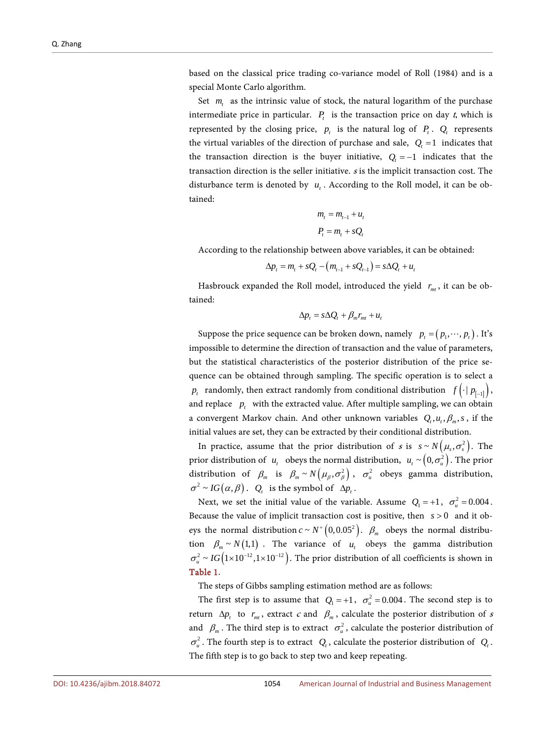based on the classical price trading co-variance model of Roll (1984) and is a special Monte Carlo algorithm.

Set $m_t$ as the intrinsic value of stock, the natural logarithm of the purchase intermediate price in particular. $P_t$ is the transaction price on day *t*, which is represented by the closing price, $p_t$ is the natural log of $P_t$. $Q_t$ represents the virtual variables of the direction of purchase and sale, $Q_t = 1$ indicates that the transaction direction is the buyer initiative, $Q_t = -1$ indicates that the transaction direction is the seller initiative. *s* is the implicit transaction cost. The disturbance term is denoted by $u_t$. According to the Roll model, it can be obtained:

$$m_t = m_{t-1} + u_t$$

$$P_t = m_t + sQ_t$$

According to the relationship between above variables, it can be obtained:

$$\Delta p_t = m_t + sQ_t - \left(m_{t-1} + sQ_{t-1}\right) = s\Delta Q_t + u_t$$

Hasbrouck expanded the Roll model, introduced the yield $r_{mt}$, it can be obtained:

$$\Delta p_t = s\Delta Q_t + \beta_m r_{mt} + u_t$$

Suppose the price sequence can be broken down, namely $p_t = \left(p_1, \cdots, p_t\right)$. It's impossible to determine the direction of transaction and the value of parameters, but the statistical characteristics of the posterior distribution of the price sequence can be obtained through sampling. The specific operation is to select a $p_t$ randomly, then extract randomly from conditional distribution $f\left(\cdot \mid p_{[-1]}\right)$, and replace $p_t$ with the extracted value. After multiple sampling, we can obtain a convergent Markov chain. And other unknown variables $Q_t, u_t, \beta_m, s$, if the initial values are set, they can be extracted by their conditional distribution.

In practice, assume that the prior distribution of *s* is $s \sim N\left(\mu_s, \sigma_s^2\right)$. The prior distribution of $u_t$ obeys the normal distribution, $u_t \sim \left(0, \sigma_u^2\right)$. The prior distribution of $\beta_m$ is $\beta_m \sim N\left(\mu_\beta, \sigma_\beta^2\right)$, $\sigma_u^2$ obeys gamma distribution, $\sigma^2 \sim IG\left(\alpha, \beta\right)$. $Q_t$ is the symbol of $\Delta p_t$.

Next, we set the initial value of the variable. Assume $Q_1 = +1$, $\sigma_u^2 = 0.004$. Because the value of implicit transaction cost is positive, then $s > 0$ and it obeys the normal distribution $c \sim N^+\left(0, 0.05^2\right)$. $\beta_m$ obeys the normal distribution $\beta_m \sim N\left(1,1\right)$. The variance of $u_t$ obeys the gamma distribution $\sigma_u^2 \sim IG\left(1\times10^{-12}, 1\times10^{-12}\right)$. The prior distribution of all coefficients is shown in Table 1.

The steps of Gibbs sampling estimation method are as follows:

The first step is to assume that $Q_1 = +1$, $\sigma_u^2 = 0.004$. The second step is to return $\Delta p_t$ to $r_{mt}$, extract $c$ and $\beta_m$, calculate the posterior distribution of *s* and $\beta_m$. The third step is to extract $\sigma_u^2$, calculate the posterior distribution of $\sigma_u^2$. The fourth step is to extract $Q_t$, calculate the posterior distribution of $Q_t$. The fifth step is to go back to step two and keep repeating.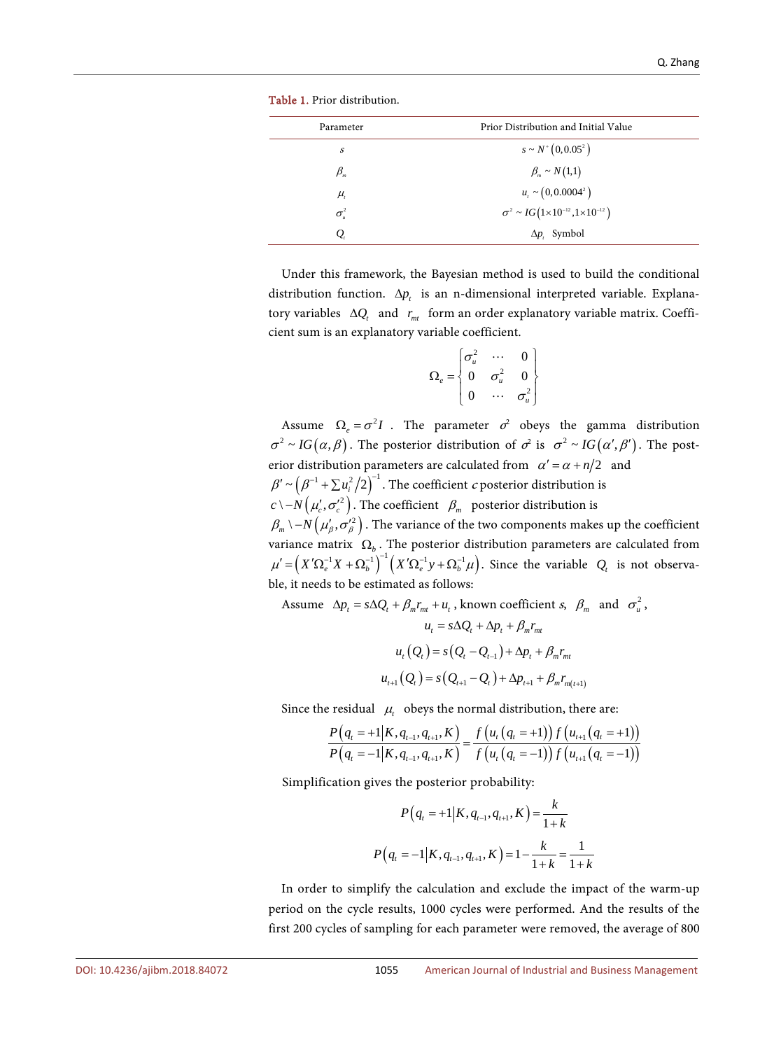**Table 1.** Prior distribution.

| Parameter | Prior Distribution and Initial Value |
|---|---|
| $s$ | $s \sim N^{+}\left(0, 0.05^{2}\right)$ |
| $\beta_m$ | $\beta_m \sim N(1,1)$ |
| $\mu_t$ | $u_t \sim \left(0, 0.0004^{2}\right)$ |
| $\sigma_u^2$ | $\sigma^2 \sim IG\left(1\times10^{-12}, 1\times10^{-12}\right)$ |
| $Q_t$ | $\Delta p_t$ Symbol |

Under this framework, the Bayesian method is used to build the conditional distribution function. $\Delta p_t$ is an n-dimensional interpreted variable. Explanatory variables $\Delta Q_t$ and $r_{mt}$ form an order explanatory variable matrix. Coefficient sum is an explanatory variable coefficient.

$$
\Omega_e = \begin{Bmatrix} \sigma_u^2 & \cdots & 0 \\ 0 & \sigma_u^2 & 0 \\ 0 & \cdots & \sigma_u^2 \end{Bmatrix}
$$

Assume $\Omega_e = \sigma^2 I$. The parameter $\sigma^2$ obeys the gamma distribution $\sigma^2 \sim IG(\alpha, \beta)$. The posterior distribution of $\sigma^2$ is $\sigma^2 \sim IG(\alpha', \beta')$. The posterior distribution parameters are calculated from $\alpha' = \alpha + n/2$ and $\beta' \sim \left(\beta^{-1} + \sum u_i^2/2\right)^{-1}$. The coefficient $c$ posterior distribution is $c \setminus -N\left(\mu_c', \sigma_c'^2\right)$. The coefficient $\beta_m$ posterior distribution is $\beta_m \setminus -N\left(\mu_\beta', \sigma_\beta'^2\right)$. The variance of the two components makes up the coefficient variance matrix $\Omega_b$. The posterior distribution parameters are calculated from $\mu' = \left(X'\Omega_e^{-1}X + \Omega_b^{-1}\right)^{-1}\left(X'\Omega_e^{-1}y + \Omega_b^{-1}\mu\right)$. Since the variable $Q_t$ is not observable, it needs to be estimated as follows:

Assume $\Delta p_t = s\Delta Q_t + \beta_m r_{mt} + u_t$, known coefficient $s$, $\beta_m$ and $\sigma_u^2$,

$$
u_t = s\Delta Q_t + \Delta p_t + \beta_m r_{mt}
$$

$$
u_t(Q_t) = s\left(Q_t - Q_{t-1}\right) + \Delta p_t + \beta_m r_{mt}
$$

$$
u_{t+1}(Q_t) = s\left(Q_{t+1} - Q_t\right) + \Delta p_{t+1} + \beta_m r_{m(t+1)}
$$

Since the residual $\mu_t$ obeys the normal distribution, there are:

$$
\frac{P\left(q_t = +1 \middle| K, q_{t-1}, q_{t+1}, K\right)}{P\left(q_t = -1 \middle| K, q_{t-1}, q_{t+1}, K\right)} = \frac{f\left(u_t\left(q_t = +1\right)\right) f\left(u_{t+1}\left(q_t = +1\right)\right)}{f\left(u_t\left(q_t = -1\right)\right) f\left(u_{t+1}\left(q_t = -1\right)\right)}
$$

Simplification gives the posterior probability:

$$
P\left(q_t = +1 \middle| K, q_{t-1}, q_{t+1}, K\right) = \frac{k}{1+k}
$$

$$
P\left(q_t = -1 \middle| K, q_{t-1}, q_{t+1}, K\right) = 1 - \frac{k}{1+k} = \frac{1}{1+k}
$$

In order to simplify the calculation and exclude the impact of the warm-up period on the cycle results, 1000 cycles were performed. And the results of the first 200 cycles of sampling for each parameter were removed, the average of 800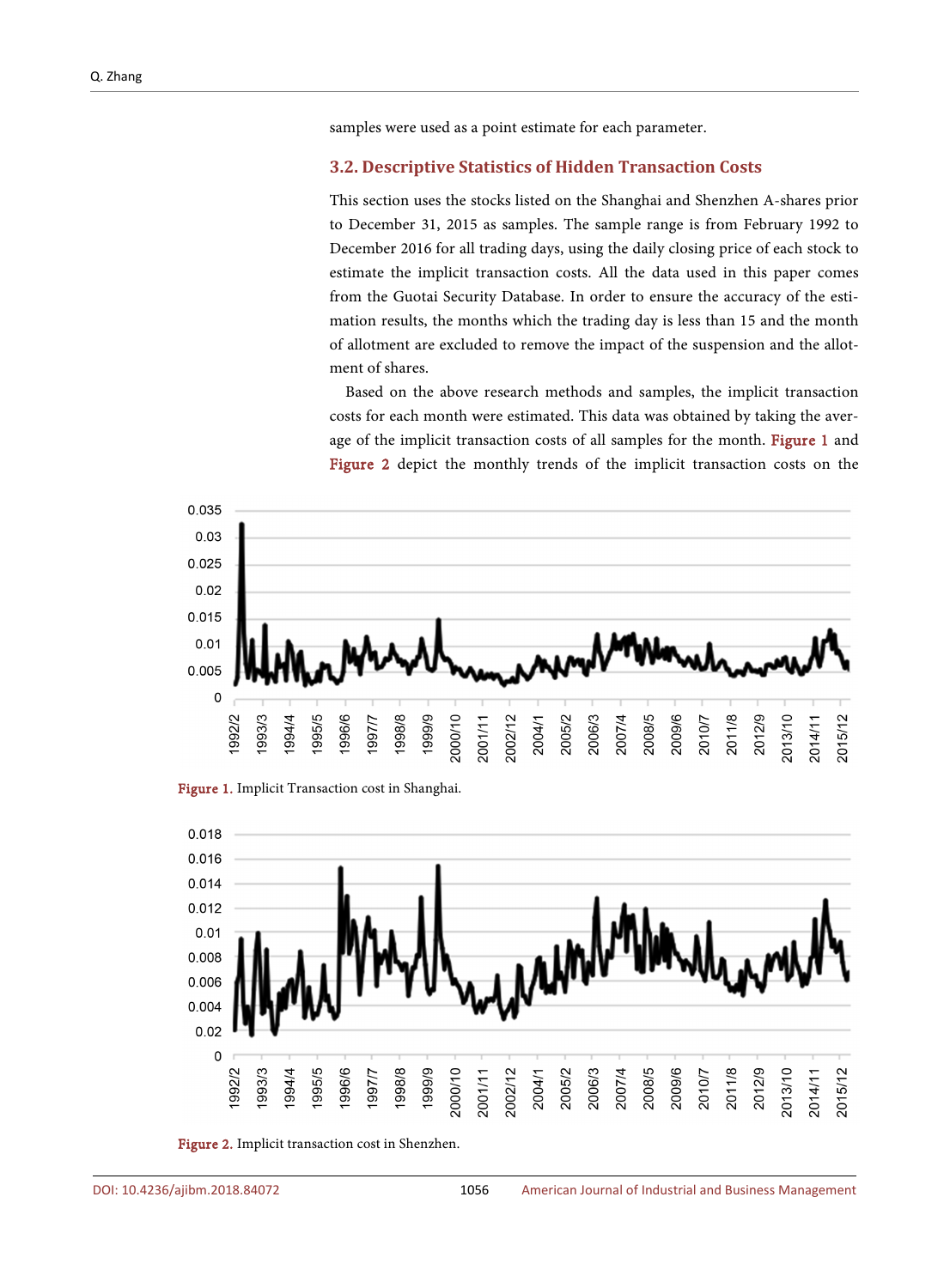samples were used as a point estimate for each parameter.

### 3.2. Descriptive Statistics of Hidden Transaction Costs

This section uses the stocks listed on the Shanghai and Shenzhen A-shares prior to December 31, 2015 as samples. The sample range is from February 1992 to December 2016 for all trading days, using the daily closing price of each stock to estimate the implicit transaction costs. All the data used in this paper comes from the Guotai Security Database. In order to ensure the accuracy of the estimation results, the months which the trading day is less than 15 and the month of allotment are excluded to remove the impact of the suspension and the allotment of shares.

Based on the above research methods and samples, the implicit transaction costs for each month were estimated. This data was obtained by taking the average of the implicit transaction costs of all samples for the month. Figure 1 and Figure 2 depict the monthly trends of the implicit transaction costs on the

Figure 1. Implicit Transaction cost in Shanghai.

Figure 2. Implicit transaction cost in Shenzhen.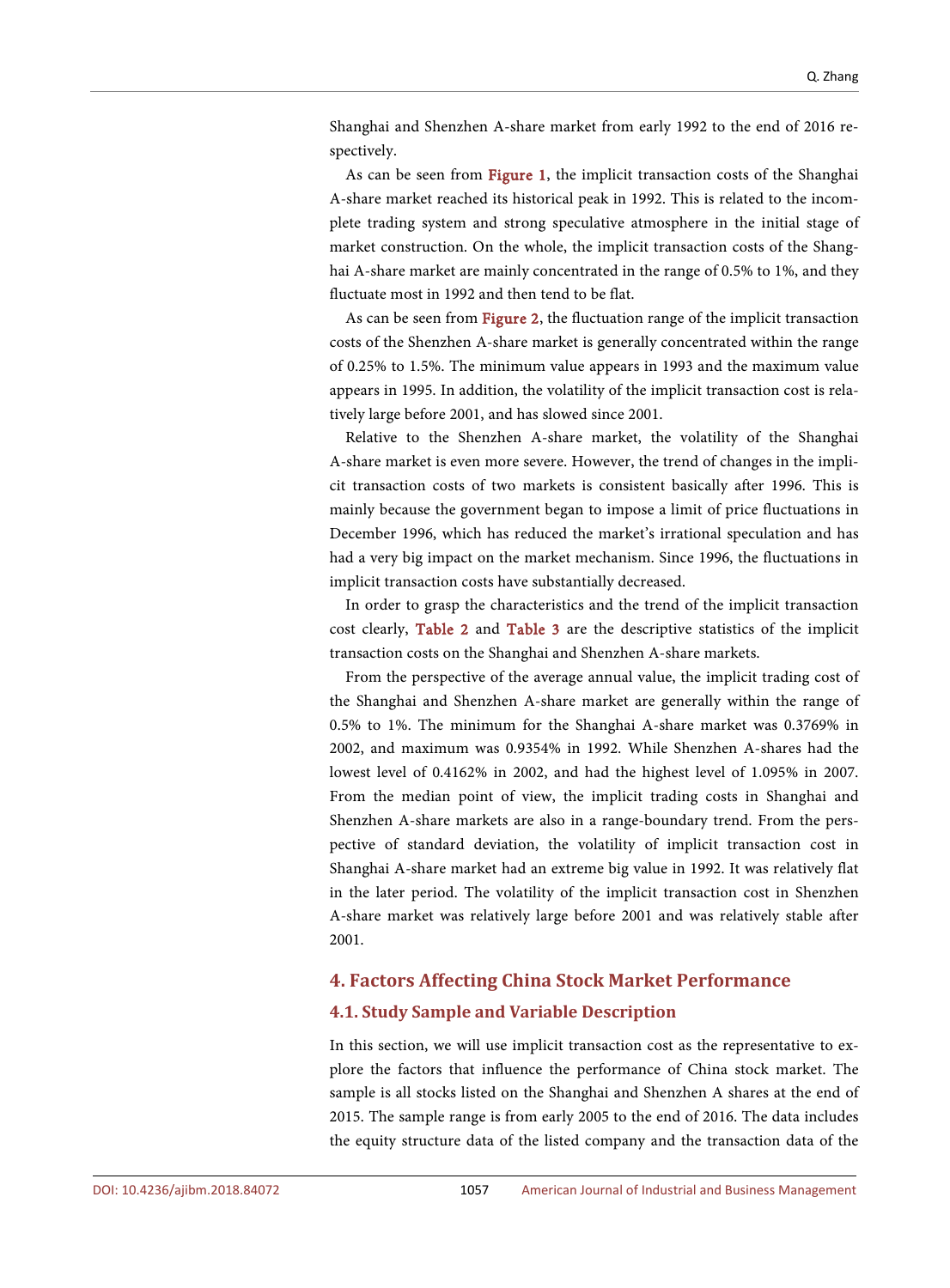Shanghai and Shenzhen A-share market from early 1992 to the end of 2016 respectively.

As can be seen from Figure 1, the implicit transaction costs of the Shanghai A-share market reached its historical peak in 1992. This is related to the incomplete trading system and strong speculative atmosphere in the initial stage of market construction. On the whole, the implicit transaction costs of the Shanghai A-share market are mainly concentrated in the range of 0.5% to 1%, and they fluctuate most in 1992 and then tend to be flat.

As can be seen from Figure 2, the fluctuation range of the implicit transaction costs of the Shenzhen A-share market is generally concentrated within the range of 0.25% to 1.5%. The minimum value appears in 1993 and the maximum value appears in 1995. In addition, the volatility of the implicit transaction cost is relatively large before 2001, and has slowed since 2001.

Relative to the Shenzhen A-share market, the volatility of the Shanghai A-share market is even more severe. However, the trend of changes in the implicit transaction costs of two markets is consistent basically after 1996. This is mainly because the government began to impose a limit of price fluctuations in December 1996, which has reduced the market's irrational speculation and has had a very big impact on the market mechanism. Since 1996, the fluctuations in implicit transaction costs have substantially decreased.

In order to grasp the characteristics and the trend of the implicit transaction cost clearly, Table 2 and Table 3 are the descriptive statistics of the implicit transaction costs on the Shanghai and Shenzhen A-share markets.

From the perspective of the average annual value, the implicit trading cost of the Shanghai and Shenzhen A-share market are generally within the range of 0.5% to 1%. The minimum for the Shanghai A-share market was 0.3769% in 2002, and maximum was 0.9354% in 1992. While Shenzhen A-shares had the lowest level of 0.4162% in 2002, and had the highest level of 1.095% in 2007. From the median point of view, the implicit trading costs in Shanghai and Shenzhen A-share markets are also in a range-boundary trend. From the perspective of standard deviation, the volatility of implicit transaction cost in Shanghai A-share market had an extreme big value in 1992. It was relatively flat in the later period. The volatility of the implicit transaction cost in Shenzhen A-share market was relatively large before 2001 and was relatively stable after 2001.

## 4. Factors Affecting China Stock Market Performance

### 4.1. Study Sample and Variable Description

In this section, we will use implicit transaction cost as the representative to explore the factors that influence the performance of China stock market. The sample is all stocks listed on the Shanghai and Shenzhen A shares at the end of 2015. The sample range is from early 2005 to the end of 2016. The data includes the equity structure data of the listed company and the transaction data of the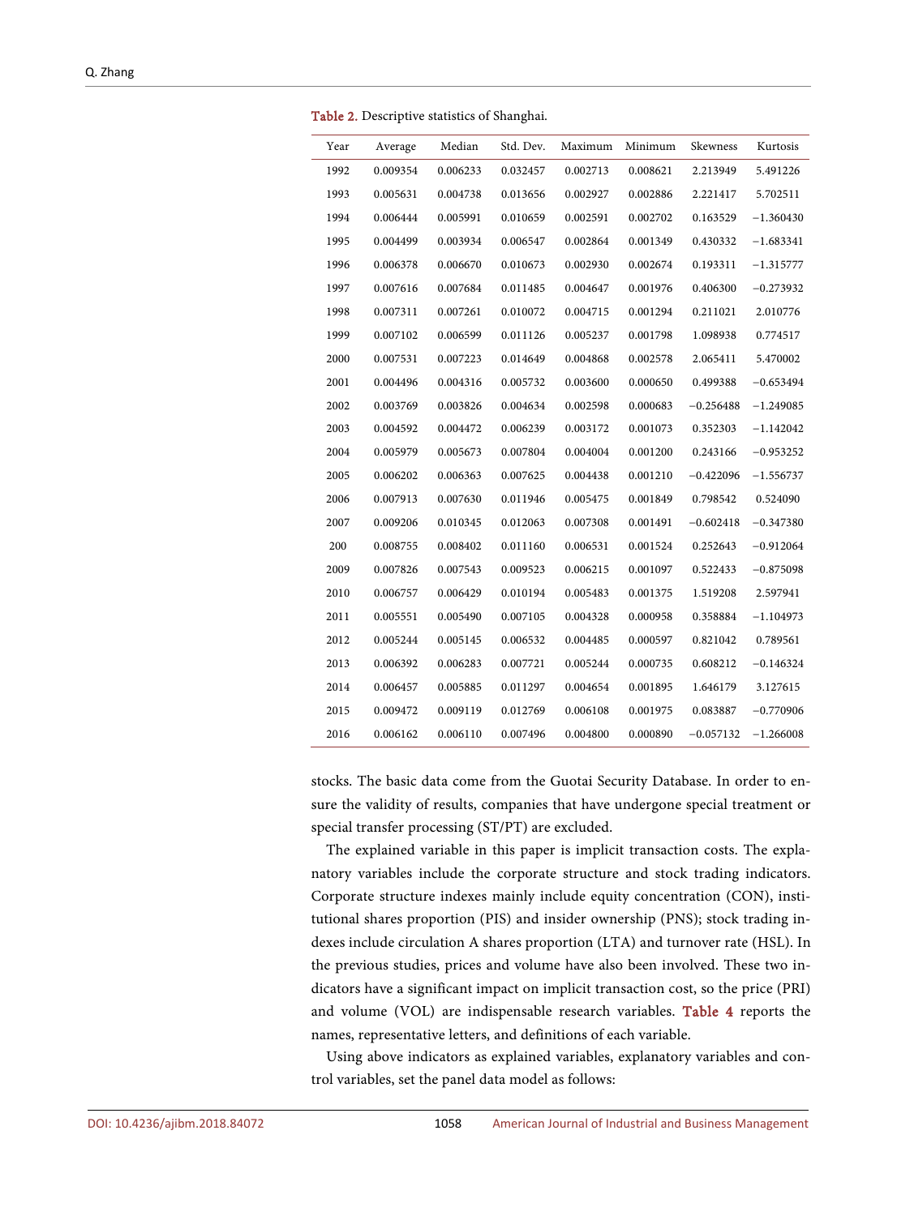Table 2. Descriptive statistics of Shanghai.

| Year | Average | Median | Std. Dev. | Maximum | Minimum | Skewness | Kurtosis |
|---|---|---|---|---|---|---|---|
| 1992 | 0.009354 | 0.006233 | 0.032457 | 0.002713 | 0.008621 | 2.213949 | 5.491226 |
| 1993 | 0.005631 | 0.004738 | 0.013656 | 0.002927 | 0.002886 | 2.221417 | 5.702511 |
| 1994 | 0.006444 | 0.005991 | 0.010659 | 0.002591 | 0.002702 | 0.163529 | −1.360430 |
| 1995 | 0.004499 | 0.003934 | 0.006547 | 0.002864 | 0.001349 | 0.430332 | −1.683341 |
| 1996 | 0.006378 | 0.006670 | 0.010673 | 0.002930 | 0.002674 | 0.193311 | −1.315777 |
| 1997 | 0.007616 | 0.007684 | 0.011485 | 0.004647 | 0.001976 | 0.406300 | −0.273932 |
| 1998 | 0.007311 | 0.007261 | 0.010072 | 0.004715 | 0.001294 | 0.211021 | 2.010776 |
| 1999 | 0.007102 | 0.006599 | 0.011126 | 0.005237 | 0.001798 | 1.098938 | 0.774517 |
| 2000 | 0.007531 | 0.007223 | 0.014649 | 0.004868 | 0.002578 | 2.065411 | 5.470002 |
| 2001 | 0.004496 | 0.004316 | 0.005732 | 0.003600 | 0.000650 | 0.499388 | −0.653494 |
| 2002 | 0.003769 | 0.003826 | 0.004634 | 0.002598 | 0.000683 | −0.256488 | −1.249085 |
| 2003 | 0.004592 | 0.004472 | 0.006239 | 0.003172 | 0.001073 | 0.352303 | −1.142042 |
| 2004 | 0.005979 | 0.005673 | 0.007804 | 0.004004 | 0.001200 | 0.243166 | −0.953252 |
| 2005 | 0.006202 | 0.006363 | 0.007625 | 0.004438 | 0.001210 | −0.422096 | −1.556737 |
| 2006 | 0.007913 | 0.007630 | 0.011946 | 0.005475 | 0.001849 | 0.798542 | 0.524090 |
| 2007 | 0.009206 | 0.010345 | 0.012063 | 0.007308 | 0.001491 | −0.602418 | −0.347380 |
| 200 | 0.008755 | 0.008402 | 0.011160 | 0.006531 | 0.001524 | 0.252643 | −0.912064 |
| 2009 | 0.007826 | 0.007543 | 0.009523 | 0.006215 | 0.001097 | 0.522433 | −0.875098 |
| 2010 | 0.006757 | 0.006429 | 0.010194 | 0.005483 | 0.001375 | 1.519208 | 2.597941 |
| 2011 | 0.005551 | 0.005490 | 0.007105 | 0.004328 | 0.000958 | 0.358884 | −1.104973 |
| 2012 | 0.005244 | 0.005145 | 0.006532 | 0.004485 | 0.000597 | 0.821042 | 0.789561 |
| 2013 | 0.006392 | 0.006283 | 0.007721 | 0.005244 | 0.000735 | 0.608212 | −0.146324 |
| 2014 | 0.006457 | 0.005885 | 0.011297 | 0.004654 | 0.001895 | 1.646179 | 3.127615 |
| 2015 | 0.009472 | 0.009119 | 0.012769 | 0.006108 | 0.001975 | 0.083887 | −0.770906 |
| 2016 | 0.006162 | 0.006110 | 0.007496 | 0.004800 | 0.000890 | −0.057132 | −1.266008 |

stocks. The basic data come from the Guotai Security Database. In order to ensure the validity of results, companies that have undergone special treatment or special transfer processing (ST/PT) are excluded.

The explained variable in this paper is implicit transaction costs. The explanatory variables include the corporate structure and stock trading indicators. Corporate structure indexes mainly include equity concentration (CON), institutional shares proportion (PIS) and insider ownership (PNS); stock trading indexes include circulation A shares proportion (LTA) and turnover rate (HSL). In the previous studies, prices and volume have also been involved. These two indicators have a significant impact on implicit transaction cost, so the price (PRI) and volume (VOL) are indispensable research variables. Table 4 reports the names, representative letters, and definitions of each variable.

Using above indicators as explained variables, explanatory variables and control variables, set the panel data model as follows: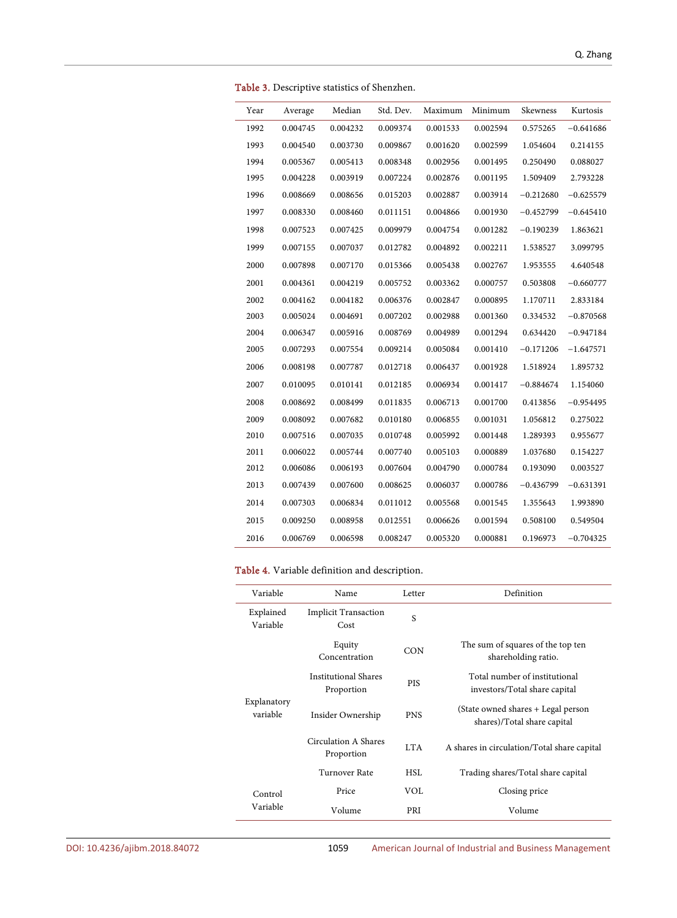Table 3. Descriptive statistics of Shenzhen.

| Year | Average | Median | Std. Dev. | Maximum | Minimum | Skewness | Kurtosis |
|---|---|---|---|---|---|---|---|
| 1992 | 0.004745 | 0.004232 | 0.009374 | 0.001533 | 0.002594 | 0.575265 | −0.641686 |
| 1993 | 0.004540 | 0.003730 | 0.009867 | 0.001620 | 0.002599 | 1.054604 | 0.214155 |
| 1994 | 0.005367 | 0.005413 | 0.008348 | 0.002956 | 0.001495 | 0.250490 | 0.088027 |
| 1995 | 0.004228 | 0.003919 | 0.007224 | 0.002876 | 0.001195 | 1.509409 | 2.793228 |
| 1996 | 0.008669 | 0.008656 | 0.015203 | 0.002887 | 0.003914 | −0.212680 | −0.625579 |
| 1997 | 0.008330 | 0.008460 | 0.011151 | 0.004866 | 0.001930 | −0.452799 | −0.645410 |
| 1998 | 0.007523 | 0.007425 | 0.009979 | 0.004754 | 0.001282 | −0.190239 | 1.863621 |
| 1999 | 0.007155 | 0.007037 | 0.012782 | 0.004892 | 0.002211 | 1.538527 | 3.099795 |
| 2000 | 0.007898 | 0.007170 | 0.015366 | 0.005438 | 0.002767 | 1.953555 | 4.640548 |
| 2001 | 0.004361 | 0.004219 | 0.005752 | 0.003362 | 0.000757 | 0.503808 | −0.660777 |
| 2002 | 0.004162 | 0.004182 | 0.006376 | 0.002847 | 0.000895 | 1.170711 | 2.833184 |
| 2003 | 0.005024 | 0.004691 | 0.007202 | 0.002988 | 0.001360 | 0.334532 | −0.870568 |
| 2004 | 0.006347 | 0.005916 | 0.008769 | 0.004989 | 0.001294 | 0.634420 | −0.947184 |
| 2005 | 0.007293 | 0.007554 | 0.009214 | 0.005084 | 0.001410 | −0.171206 | −1.647571 |
| 2006 | 0.008198 | 0.007787 | 0.012718 | 0.006437 | 0.001928 | 1.518924 | 1.895732 |
| 2007 | 0.010095 | 0.010141 | 0.012185 | 0.006934 | 0.001417 | −0.884674 | 1.154060 |
| 2008 | 0.008692 | 0.008499 | 0.011835 | 0.006713 | 0.001700 | 0.413856 | −0.954495 |
| 2009 | 0.008092 | 0.007682 | 0.010180 | 0.006855 | 0.001031 | 1.056812 | 0.275022 |
| 2010 | 0.007516 | 0.007035 | 0.010748 | 0.005992 | 0.001448 | 1.289393 | 0.955677 |
| 2011 | 0.006022 | 0.005744 | 0.007740 | 0.005103 | 0.000889 | 1.037680 | 0.154227 |
| 2012 | 0.006086 | 0.006193 | 0.007604 | 0.004790 | 0.000784 | 0.193090 | 0.003527 |
| 2013 | 0.007439 | 0.007600 | 0.008625 | 0.006037 | 0.000786 | −0.436799 | −0.631391 |
| 2014 | 0.007303 | 0.006834 | 0.011012 | 0.005568 | 0.001545 | 1.355643 | 1.993890 |
| 2015 | 0.009250 | 0.008958 | 0.012551 | 0.006626 | 0.001594 | 0.508100 | 0.549504 |
| 2016 | 0.006769 | 0.006598 | 0.008247 | 0.005320 | 0.000881 | 0.196973 | −0.704325 |

Table 4. Variable definition and description.

| Variable | Name | Letter | Definition |
|---|---|---|---|
| Explained Variable | Implicit Transaction Cost | S | |
| Explanatory variable | Equity Concentration | CON | The sum of squares of the top ten shareholding ratio. |
| | Institutional Shares Proportion | PIS | Total number of institutional investors/Total share capital |
| | Insider Ownership | PNS | (State owned shares + Legal person shares)/Total share capital |
| | Circulation A Shares Proportion | LTA | A shares in circulation/Total share capital |
| Control Variable | Turnover Rate | HSL | Trading shares/Total share capital |
| | Price | VOL | Closing price |
| | Volume | PRI | Volume |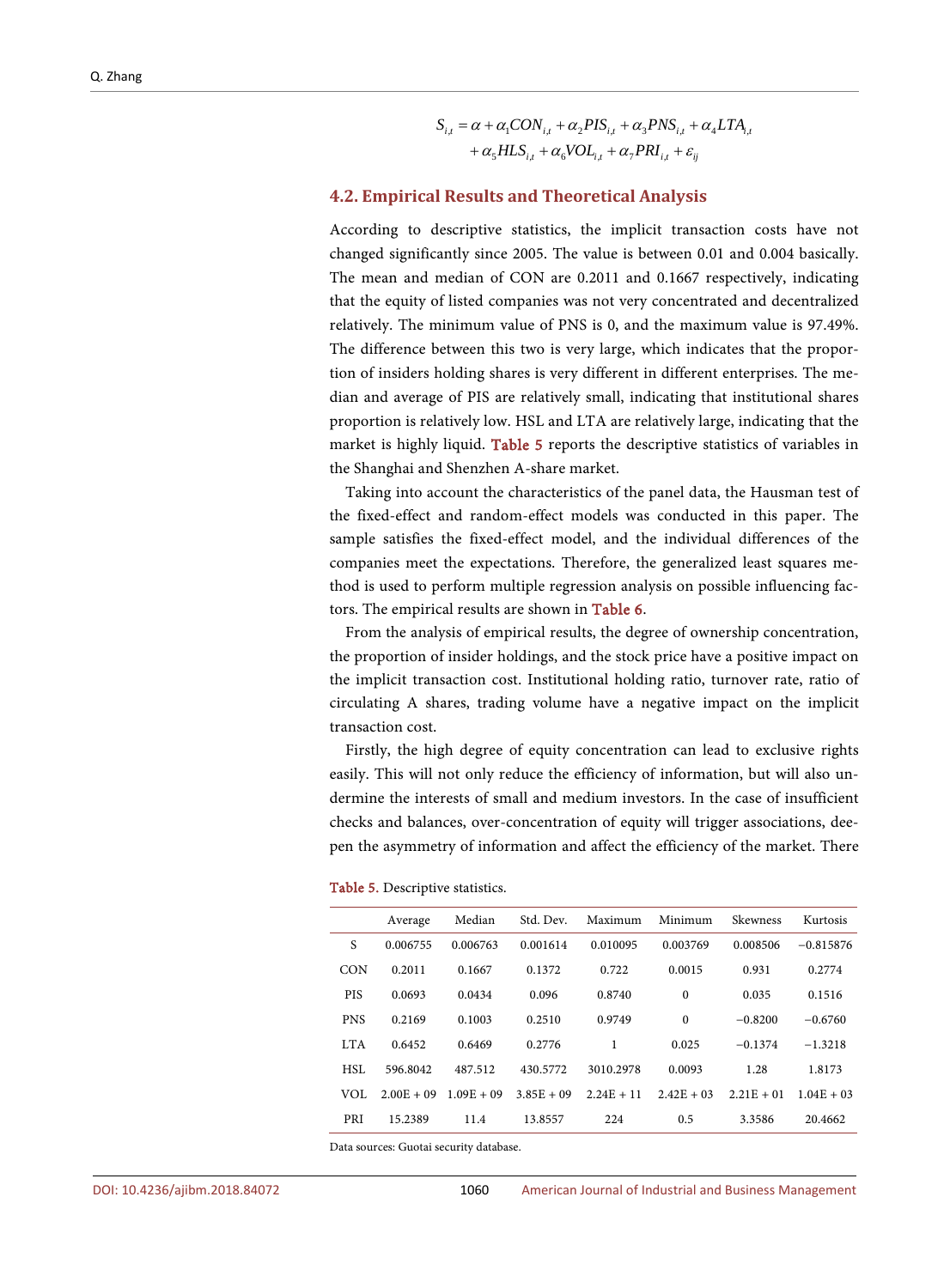$$S_{i,t} = \alpha + \alpha_1 CON_{i,t} + \alpha_2 PIS_{i,t} + \alpha_3 PNS_{i,t} + \alpha_4 LTA_{i,t} + \alpha_5 HLS_{i,t} + \alpha_6 VOL_{i,t} + \alpha_7 PRI_{i,t} + \varepsilon_{ij}$$

### 4.2. Empirical Results and Theoretical Analysis

According to descriptive statistics, the implicit transaction costs have not changed significantly since 2005. The value is between 0.01 and 0.004 basically. The mean and median of CON are 0.2011 and 0.1667 respectively, indicating that the equity of listed companies was not very concentrated and decentralized relatively. The minimum value of PNS is 0, and the maximum value is 97.49%. The difference between this two is very large, which indicates that the proportion of insiders holding shares is very different in different enterprises. The median and average of PIS are relatively small, indicating that institutional shares proportion is relatively low. HSL and LTA are relatively large, indicating that the market is highly liquid. Table 5 reports the descriptive statistics of variables in the Shanghai and Shenzhen A-share market.

Taking into account the characteristics of the panel data, the Hausman test of the fixed-effect and random-effect models was conducted in this paper. The sample satisfies the fixed-effect model, and the individual differences of the companies meet the expectations. Therefore, the generalized least squares method is used to perform multiple regression analysis on possible influencing factors. The empirical results are shown in Table 6.

From the analysis of empirical results, the degree of ownership concentration, the proportion of insider holdings, and the stock price have a positive impact on the implicit transaction cost. Institutional holding ratio, turnover rate, ratio of circulating A shares, trading volume have a negative impact on the implicit transaction cost.

Firstly, the high degree of equity concentration can lead to exclusive rights easily. This will not only reduce the efficiency of information, but will also undermine the interests of small and medium investors. In the case of insufficient checks and balances, over-concentration of equity will trigger associations, deepen the asymmetry of information and affect the efficiency of the market. There

Table 5. Descriptive statistics.

| | Average | Median | Std. Dev. | Maximum | Minimum | Skewness | Kurtosis |
|---|---|---|---|---|---|---|---|
| S | 0.006755 | 0.006763 | 0.001614 | 0.010095 | 0.003769 | 0.008506 | −0.815876 |
| CON | 0.2011 | 0.1667 | 0.1372 | 0.722 | 0.0015 | 0.931 | 0.2774 |
| PIS | 0.0693 | 0.0434 | 0.096 | 0.8740 | 0 | 0.035 | 0.1516 |
| PNS | 0.2169 | 0.1003 | 0.2510 | 0.9749 | 0 | −0.8200 | −0.6760 |
| LTA | 0.6452 | 0.6469 | 0.2776 | 1 | 0.025 | −0.1374 | −1.3218 |
| HSL | 596.8042 | 487.512 | 430.5772 | 3010.2978 | 0.0093 | 1.28 | 1.8173 |
| VOL | 2.00E + 09 | 1.09E + 09 | 3.85E + 09 | 2.24E + 11 | 2.42E + 03 | 2.21E + 01 | 1.04E + 03 |
| PRI | 15.2389 | 11.4 | 13.8557 | 224 | 0.5 | 3.3586 | 20.4662 |

Data sources: Guotai security database.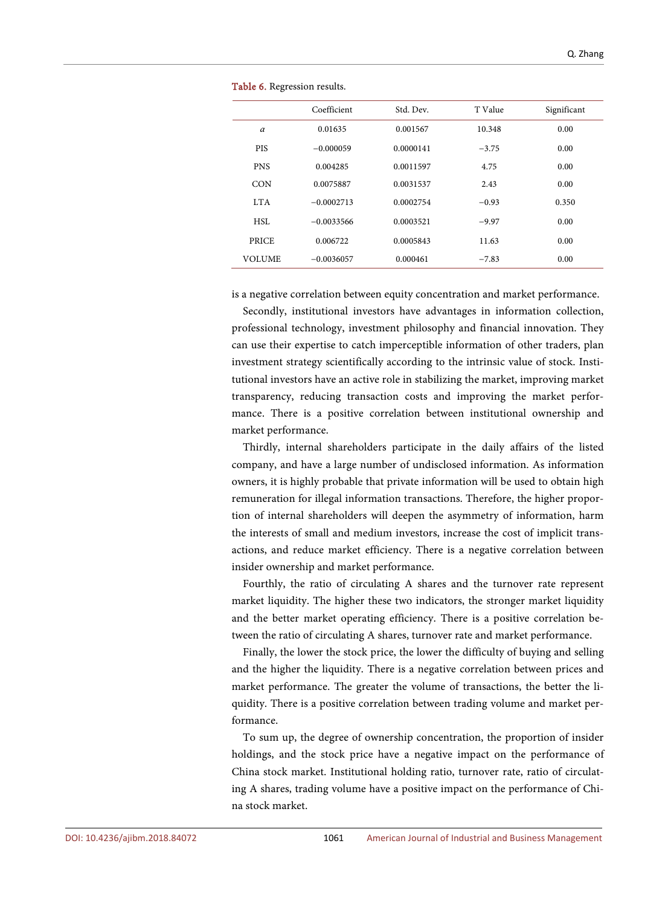Table 6. Regression results.

| | Coefficient | Std. Dev. | T Value | Significant |
|---|---|---|---|---|
| $\alpha$ | 0.01635 | 0.001567 | 10.348 | 0.00 |
| PIS | −0.000059 | 0.0000141 | −3.75 | 0.00 |
| PNS | 0.004285 | 0.0011597 | 4.75 | 0.00 |
| CON | 0.0075887 | 0.0031537 | 2.43 | 0.00 |
| LTA | −0.0002713 | 0.0002754 | −0.93 | 0.350 |
| HSL | −0.0033566 | 0.0003521 | −9.97 | 0.00 |
| PRICE | 0.006722 | 0.0005843 | 11.63 | 0.00 |
| VOLUME | −0.0036057 | 0.000461 | −7.83 | 0.00 |

is a negative correlation between equity concentration and market performance.

Secondly, institutional investors have advantages in information collection, professional technology, investment philosophy and financial innovation. They can use their expertise to catch imperceptible information of other traders, plan investment strategy scientifically according to the intrinsic value of stock. Institutional investors have an active role in stabilizing the market, improving market transparency, reducing transaction costs and improving the market performance. There is a positive correlation between institutional ownership and market performance.

Thirdly, internal shareholders participate in the daily affairs of the listed company, and have a large number of undisclosed information. As information owners, it is highly probable that private information will be used to obtain high remuneration for illegal information transactions. Therefore, the higher proportion of internal shareholders will deepen the asymmetry of information, harm the interests of small and medium investors, increase the cost of implicit transactions, and reduce market efficiency. There is a negative correlation between insider ownership and market performance.

Fourthly, the ratio of circulating A shares and the turnover rate represent market liquidity. The higher these two indicators, the stronger market liquidity and the better market operating efficiency. There is a positive correlation between the ratio of circulating A shares, turnover rate and market performance.

Finally, the lower the stock price, the lower the difficulty of buying and selling and the higher the liquidity. There is a negative correlation between prices and market performance. The greater the volume of transactions, the better the liquidity. There is a positive correlation between trading volume and market performance.

To sum up, the degree of ownership concentration, the proportion of insider holdings, and the stock price have a negative impact on the performance of China stock market. Institutional holding ratio, turnover rate, ratio of circulating A shares, trading volume have a positive impact on the performance of China stock market.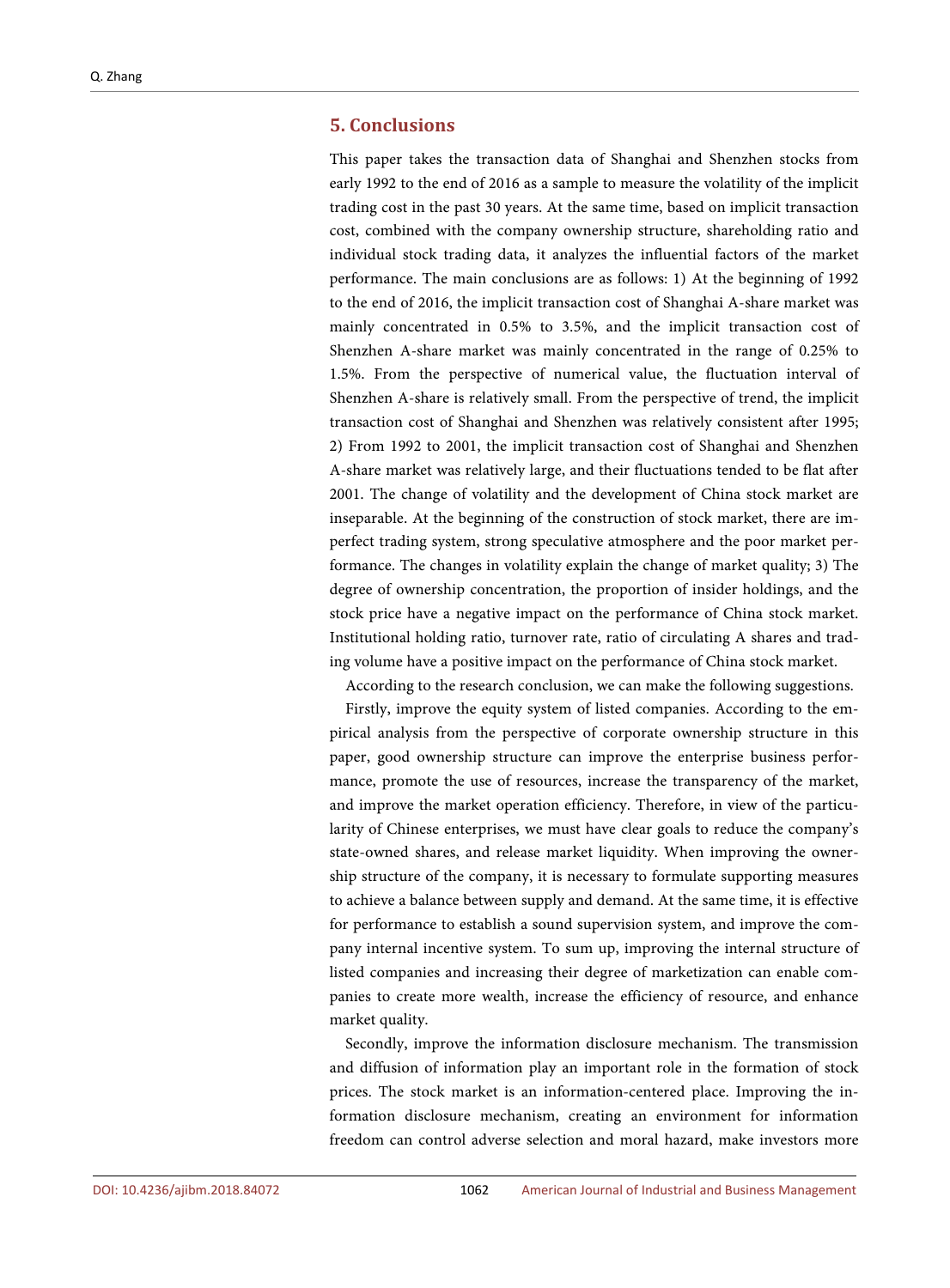## 5. Conclusions

This paper takes the transaction data of Shanghai and Shenzhen stocks from early 1992 to the end of 2016 as a sample to measure the volatility of the implicit trading cost in the past 30 years. At the same time, based on implicit transaction cost, combined with the company ownership structure, shareholding ratio and individual stock trading data, it analyzes the influential factors of the market performance. The main conclusions are as follows: 1) At the beginning of 1992 to the end of 2016, the implicit transaction cost of Shanghai A-share market was mainly concentrated in 0.5% to 3.5%, and the implicit transaction cost of Shenzhen A-share market was mainly concentrated in the range of 0.25% to 1.5%. From the perspective of numerical value, the fluctuation interval of Shenzhen A-share is relatively small. From the perspective of trend, the implicit transaction cost of Shanghai and Shenzhen was relatively consistent after 1995; 2) From 1992 to 2001, the implicit transaction cost of Shanghai and Shenzhen A-share market was relatively large, and their fluctuations tended to be flat after 2001. The change of volatility and the development of China stock market are inseparable. At the beginning of the construction of stock market, there are imperfect trading system, strong speculative atmosphere and the poor market performance. The changes in volatility explain the change of market quality; 3) The degree of ownership concentration, the proportion of insider holdings, and the stock price have a negative impact on the performance of China stock market. Institutional holding ratio, turnover rate, ratio of circulating A shares and trading volume have a positive impact on the performance of China stock market.

According to the research conclusion, we can make the following suggestions.

Firstly, improve the equity system of listed companies. According to the empirical analysis from the perspective of corporate ownership structure in this paper, good ownership structure can improve the enterprise business performance, promote the use of resources, increase the transparency of the market, and improve the market operation efficiency. Therefore, in view of the particularity of Chinese enterprises, we must have clear goals to reduce the company's state-owned shares, and release market liquidity. When improving the ownership structure of the company, it is necessary to formulate supporting measures to achieve a balance between supply and demand. At the same time, it is effective for performance to establish a sound supervision system, and improve the company internal incentive system. To sum up, improving the internal structure of listed companies and increasing their degree of marketization can enable companies to create more wealth, increase the efficiency of resource, and enhance market quality.

Secondly, improve the information disclosure mechanism. The transmission and diffusion of information play an important role in the formation of stock prices. The stock market is an information-centered place. Improving the information disclosure mechanism, creating an environment for information freedom can control adverse selection and moral hazard, make investors more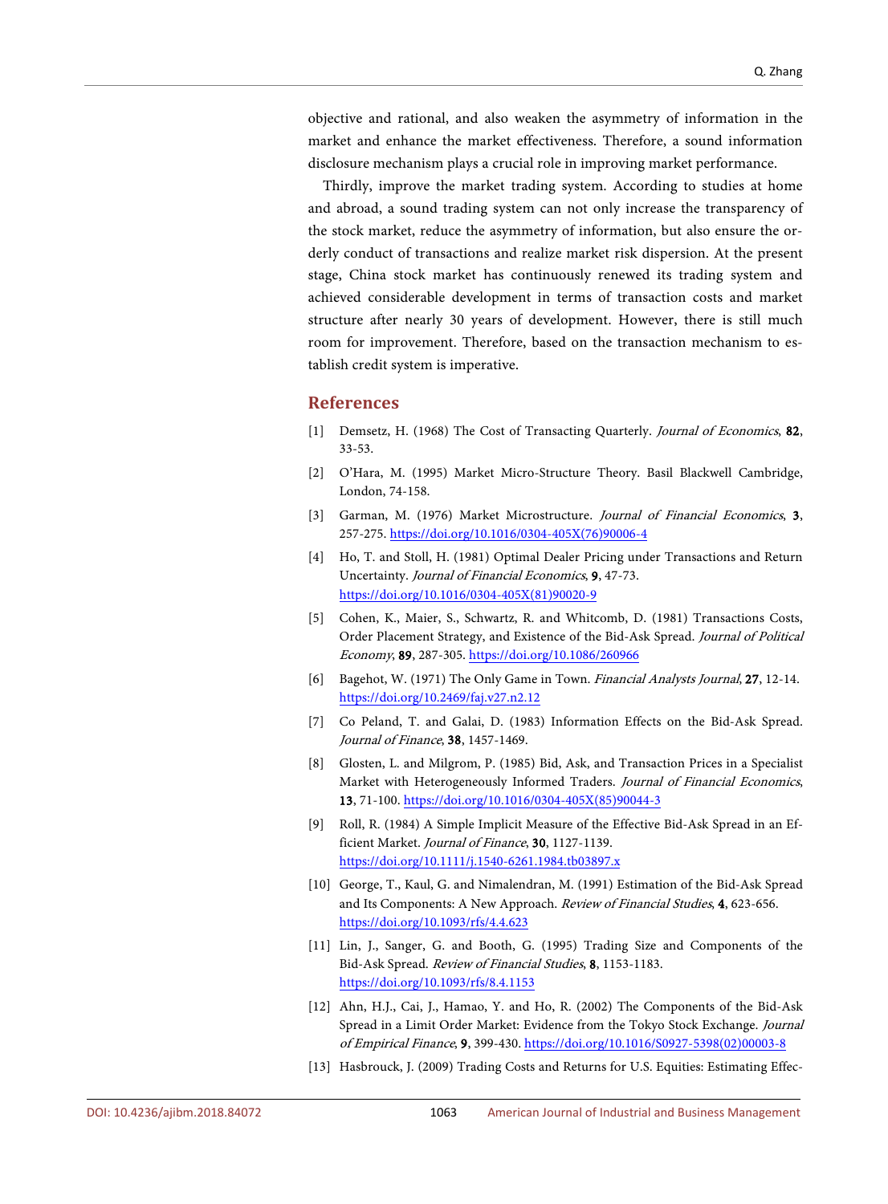objective and rational, and also weaken the asymmetry of information in the market and enhance the market effectiveness. Therefore, a sound information disclosure mechanism plays a crucial role in improving market performance.

Thirdly, improve the market trading system. According to studies at home and abroad, a sound trading system can not only increase the transparency of the stock market, reduce the asymmetry of information, but also ensure the orderly conduct of transactions and realize market risk dispersion. At the present stage, China stock market has continuously renewed its trading system and achieved considerable development in terms of transaction costs and market structure after nearly 30 years of development. However, there is still much room for improvement. Therefore, based on the transaction mechanism to establish credit system is imperative.

## References

[1] Demsetz, H. (1968) The Cost of Transacting Quarterly. *Journal of Economics*, **82**, 33-53.

[2] O'Hara, M. (1995) Market Micro-Structure Theory. Basil Blackwell Cambridge, London, 74-158.

[3] Garman, M. (1976) Market Microstructure. *Journal of Financial Economics*, **3**, 257-275. https://doi.org/10.1016/0304-405X(76)90006-4

[4] Ho, T. and Stoll, H. (1981) Optimal Dealer Pricing under Transactions and Return Uncertainty. *Journal of Financial Economics*, **9**, 47-73. https://doi.org/10.1016/0304-405X(81)90020-9

[5] Cohen, K., Maier, S., Schwartz, R. and Whitcomb, D. (1981) Transactions Costs, Order Placement Strategy, and Existence of the Bid-Ask Spread. *Journal of Political Economy*, **89**, 287-305. https://doi.org/10.1086/260966

[6] Bagehot, W. (1971) The Only Game in Town. *Financial Analysts Journal*, **27**, 12-14. https://doi.org/10.2469/faj.v27.n2.12

[7] Co Peland, T. and Galai, D. (1983) Information Effects on the Bid-Ask Spread. *Journal of Finance*, **38**, 1457-1469.

[8] Glosten, L. and Milgrom, P. (1985) Bid, Ask, and Transaction Prices in a Specialist Market with Heterogeneously Informed Traders. *Journal of Financial Economics*, **13**, 71-100. https://doi.org/10.1016/0304-405X(85)90044-3

[9] Roll, R. (1984) A Simple Implicit Measure of the Effective Bid-Ask Spread in an Efficient Market. *Journal of Finance*, **30**, 1127-1139. https://doi.org/10.1111/j.1540-6261.1984.tb03897.x

[10] George, T., Kaul, G. and Nimalendran, M. (1991) Estimation of the Bid-Ask Spread and Its Components: A New Approach. *Review of Financial Studies*, **4**, 623-656. https://doi.org/10.1093/rfs/4.4.623

[11] Lin, J., Sanger, G. and Booth, G. (1995) Trading Size and Components of the Bid-Ask Spread. *Review of Financial Studies*, **8**, 1153-1183. https://doi.org/10.1093/rfs/8.4.1153

[12] Ahn, H.J., Cai, J., Hamao, Y. and Ho, R. (2002) The Components of the Bid-Ask Spread in a Limit Order Market: Evidence from the Tokyo Stock Exchange. *Journal of Empirical Finance*, **9**, 399-430. https://doi.org/10.1016/S0927-5398(02)00003-8

[13] Hasbrouck, J. (2009) Trading Costs and Returns for U.S. Equities: Estimating Effec-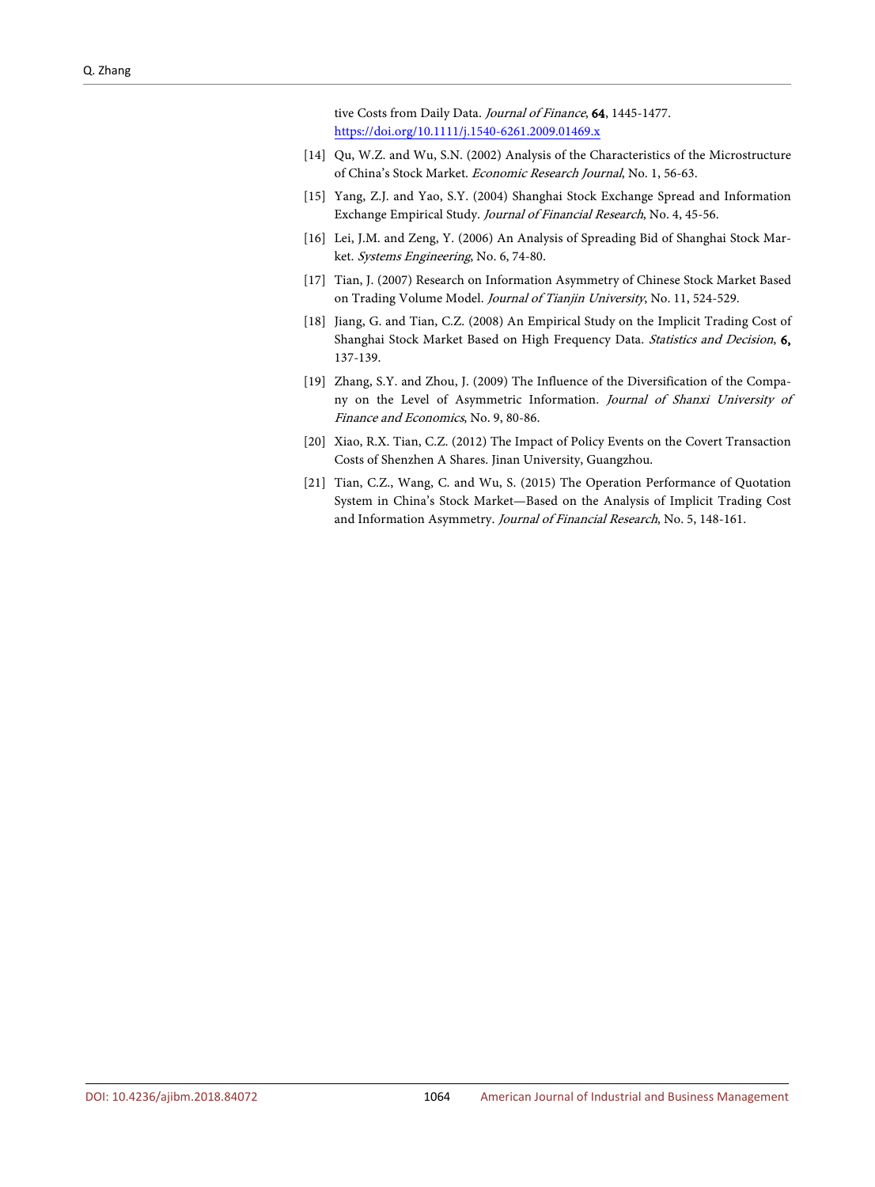tive Costs from Daily Data. *Journal of Finance*, **64**, 1445-1477. https://doi.org/10.1111/j.1540-6261.2009.01469.x

[14] Qu, W.Z. and Wu, S.N. (2002) Analysis of the Characteristics of the Microstructure of China's Stock Market. *Economic Research Journal*, No. 1, 56-63.

[15] Yang, Z.J. and Yao, S.Y. (2004) Shanghai Stock Exchange Spread and Information Exchange Empirical Study. *Journal of Financial Research*, No. 4, 45-56.

[16] Lei, J.M. and Zeng, Y. (2006) An Analysis of Spreading Bid of Shanghai Stock Market. *Systems Engineering*, No. 6, 74-80.

[17] Tian, J. (2007) Research on Information Asymmetry of Chinese Stock Market Based on Trading Volume Model. *Journal of Tianjin University*, No. 11, 524-529.

[18] Jiang, G. and Tian, C.Z. (2008) An Empirical Study on the Implicit Trading Cost of Shanghai Stock Market Based on High Frequency Data. *Statistics and Decision*, **6,** 137-139.

[19] Zhang, S.Y. and Zhou, J. (2009) The Influence of the Diversification of the Company on the Level of Asymmetric Information. *Journal of Shanxi University of Finance and Economics*, No. 9, 80-86.

[20] Xiao, R.X. Tian, C.Z. (2012) The Impact of Policy Events on the Covert Transaction Costs of Shenzhen A Shares. Jinan University, Guangzhou.

[21] Tian, C.Z., Wang, C. and Wu, S. (2015) The Operation Performance of Quotation System in China's Stock Market—Based on the Analysis of Implicit Trading Cost and Information Asymmetry. *Journal of Financial Research*, No. 5, 148-161.